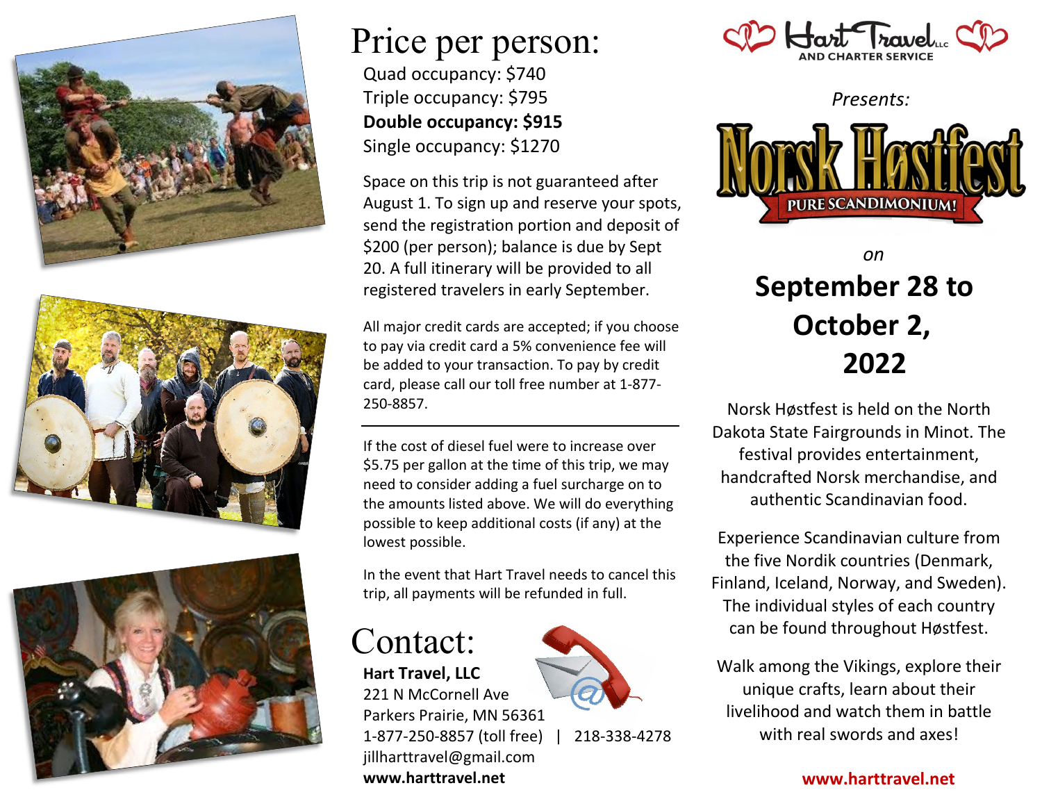# Hart Travel LLC AND CHARTER SERVICE

*Presents:*

# Norsk Høstfest

PURE SCANDIMONIUM!

*on*

## September 28 to October 2, 2022

Norsk Høstfest is held on the North Dakota State Fairgrounds in Minot. The festival provides entertainment, handcrafted Norsk merchandise, and authentic Scandinavian food.

Experience Scandinavian culture from the five Nordik countries (Denmark, Finland, Iceland, Norway, and Sweden). The individual styles of each country can be found throughout Høstfest.

Walk among the Vikings, explore their unique crafts, learn about their livelihood and watch them in battle with real swords and axes!

**www.harttravel.net**

# Price per person:

Quad occupancy: $740
Triple occupancy: $795
**Double occupancy: $915**
Single occupancy: $1270

Space on this trip is not guaranteed after August 1. To sign up and reserve your spots, send the registration portion and deposit of $200 (per person); balance is due by Sept 20. A full itinerary will be provided to all registered travelers in early September.

All major credit cards are accepted; if you choose to pay via credit card a 5% convenience fee will be added to your transaction. To pay by credit card, please call our toll free number at 1-877-250-8857.

---

If the cost of diesel fuel were to increase over $5.75 per gallon at the time of this trip, we may need to consider adding a fuel surcharge on to the amounts listed above. We will do everything possible to keep additional costs (if any) at the lowest possible.

In the event that Hart Travel needs to cancel this trip, all payments will be refunded in full.

# Contact:

**Hart Travel, LLC**
221 N McCornell Ave
Parkers Prairie, MN 56361
1-877-250-8857 (toll free) | 218-338-4278
jillharttravel@gmail.com
**www.harttravel.net**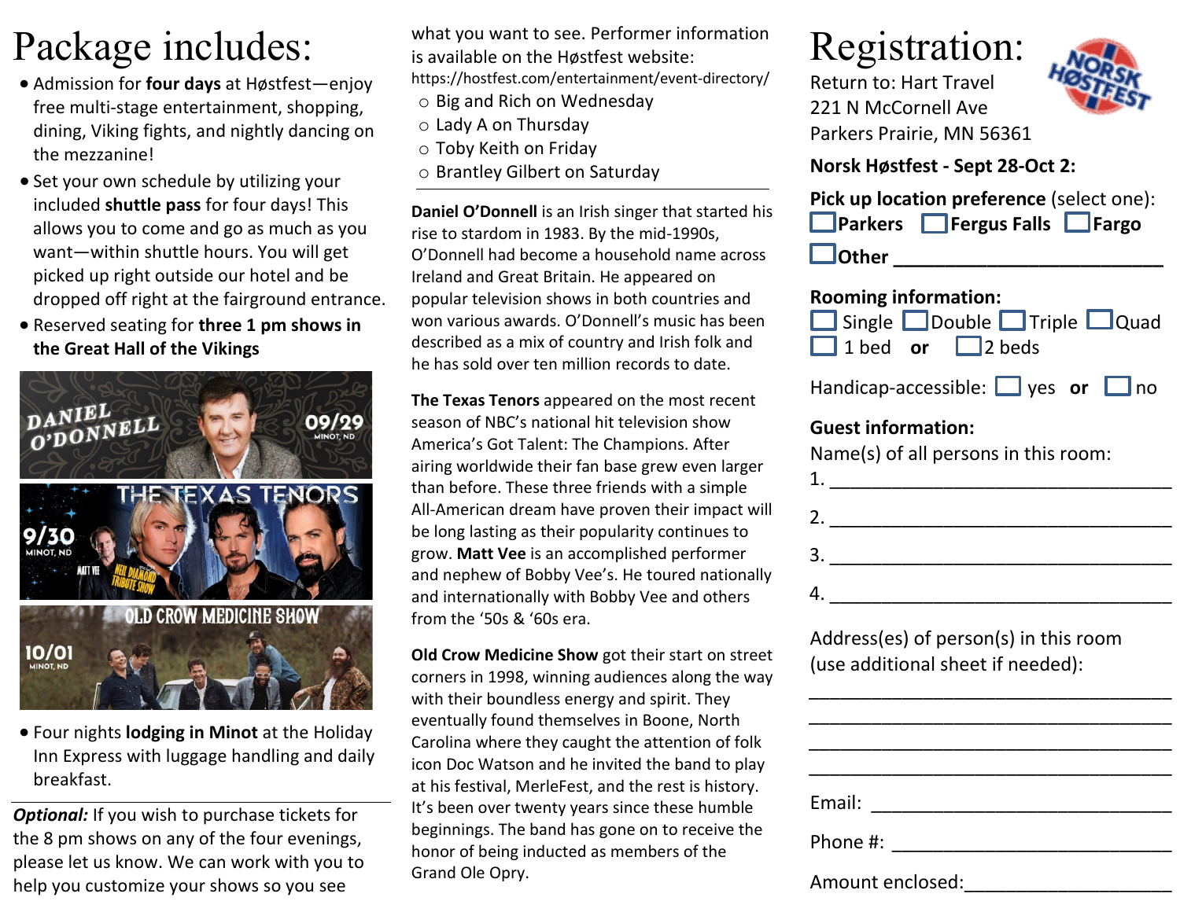# Package includes:

- Admission for **four days** at Høstfest—enjoy free multi-stage entertainment, shopping, dining, Viking fights, and nightly dancing on the mezzanine!
- Set your own schedule by utilizing your included **shuttle pass** for four days! This allows you to come and go as much as you want—within shuttle hours. You will get picked up right outside our hotel and be dropped off right at the fairground entrance.
- Reserved seating for **three 1 pm shows in the Great Hall of the Vikings**

DANIEL O'DONNELL 09/29 MINOT, ND

THE TEXAS TENORS 9/30 MINOT, ND MATT VEE NEIL DIAMOND TRIBUTE SHOW

OLD CROW MEDICINE SHOW 10/01 MINOT, ND

- Four nights **lodging in Minot** at the Holiday Inn Express with luggage handling and daily breakfast.

***Optional:*** If you wish to purchase tickets for the 8 pm shows on any of the four evenings, please let us know. We can work with you to help you customize your shows so you see what you want to see. Performer information is available on the Høstfest website: https://hostfest.com/entertainment/event-directory/

- Big and Rich on Wednesday
- Lady A on Thursday
- Toby Keith on Friday
- Brantley Gilbert on Saturday

**Daniel O'Donnell** is an Irish singer that started his rise to stardom in 1983. By the mid-1990s, O'Donnell had become a household name across Ireland and Great Britain. He appeared on popular television shows in both countries and won various awards. O'Donnell's music has been described as a mix of country and Irish folk and he has sold over ten million records to date.

**The Texas Tenors** appeared on the most recent season of NBC's national hit television show America's Got Talent: The Champions. After airing worldwide their fan base grew even larger than before. These three friends with a simple All-American dream have proven their impact will be long lasting as their popularity continues to grow. **Matt Vee** is an accomplished performer and nephew of Bobby Vee's. He toured nationally and internationally with Bobby Vee and others from the '50s & '60s era.

**Old Crow Medicine Show** got their start on street corners in 1998, winning audiences along the way with their boundless energy and spirit. They eventually found themselves in Boone, North Carolina where they caught the attention of folk icon Doc Watson and he invited the band to play at his festival, MerleFest, and the rest is history. It's been over twenty years since these humble beginnings. The band has gone on to receive the honor of being inducted as members of the Grand Ole Opry.

# Registration:

NORSK HØSTFEST

Return to: Hart Travel
221 N McConnell Ave
Parkers Prairie, MN 56361

**Norsk Høstfest - Sept 28-Oct 2:**

**Pick up location preference** (select one):
☐ **Parkers** ☐ **Fergus Falls** ☐ **Fargo**
☐ **Other** ________________________

**Rooming information:**
☐ Single ☐ Double ☐ Triple ☐ Quad
☐ 1 bed **or** ☐ 2 beds

Handicap-accessible: ☐ yes **or** ☐ no

**Guest information:**
Name(s) of all persons in this room:
1. ________________________________
2. ________________________________
3. ________________________________
4. ________________________________

Address(es) of person(s) in this room (use additional sheet if needed):
________________________________
________________________________
________________________________
________________________________

Email: ____________________________

Phone #: __________________________

Amount enclosed: ___________________